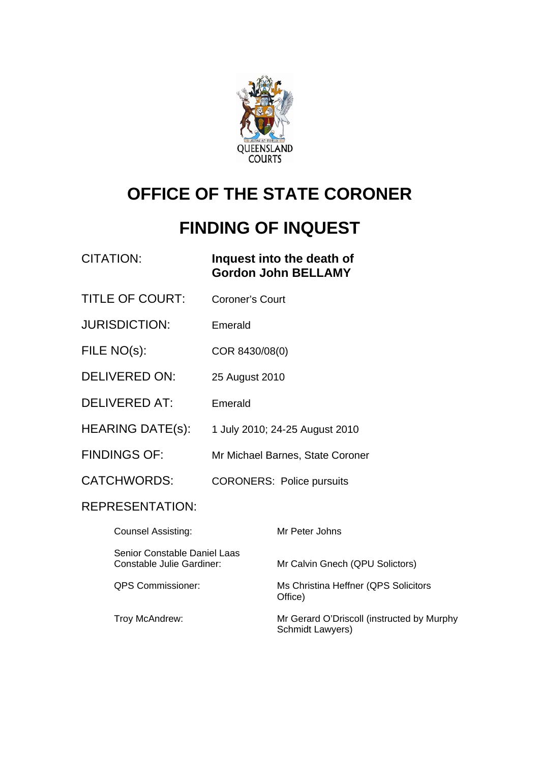QUEENSLAND COURTS

# OFFICE OF THE STATE CORONER

# FINDING OF INQUEST

| | |
|---|---|
| CITATION: | **Inquest into the death of Gordon John BELLAMY** |
| TITLE OF COURT: | Coroner's Court |
| JURISDICTION: | Emerald |
| FILE NO(s): | COR 8430/08(0) |
| DELIVERED ON: | 25 August 2010 |
| DELIVERED AT: | Emerald |
| HEARING DATE(s): | 1 July 2010; 24-25 August 2010 |
| FINDINGS OF: | Mr Michael Barnes, State Coroner |
| CATCHWORDS: | CORONERS: Police pursuits |

REPRESENTATION:

| | |
|---|---|
| Counsel Assisting: | Mr Peter Johns |
| Senior Constable Daniel Laas<br>Constable Julie Gardiner: | Mr Calvin Gnech (QPU Solicitors) |
| QPS Commissioner: | Ms Christina Heffner (QPS Solicitors Office) |
| Troy McAndrew: | Mr Gerard O'Driscoll (instructed by Murphy Schmidt Lawyers) |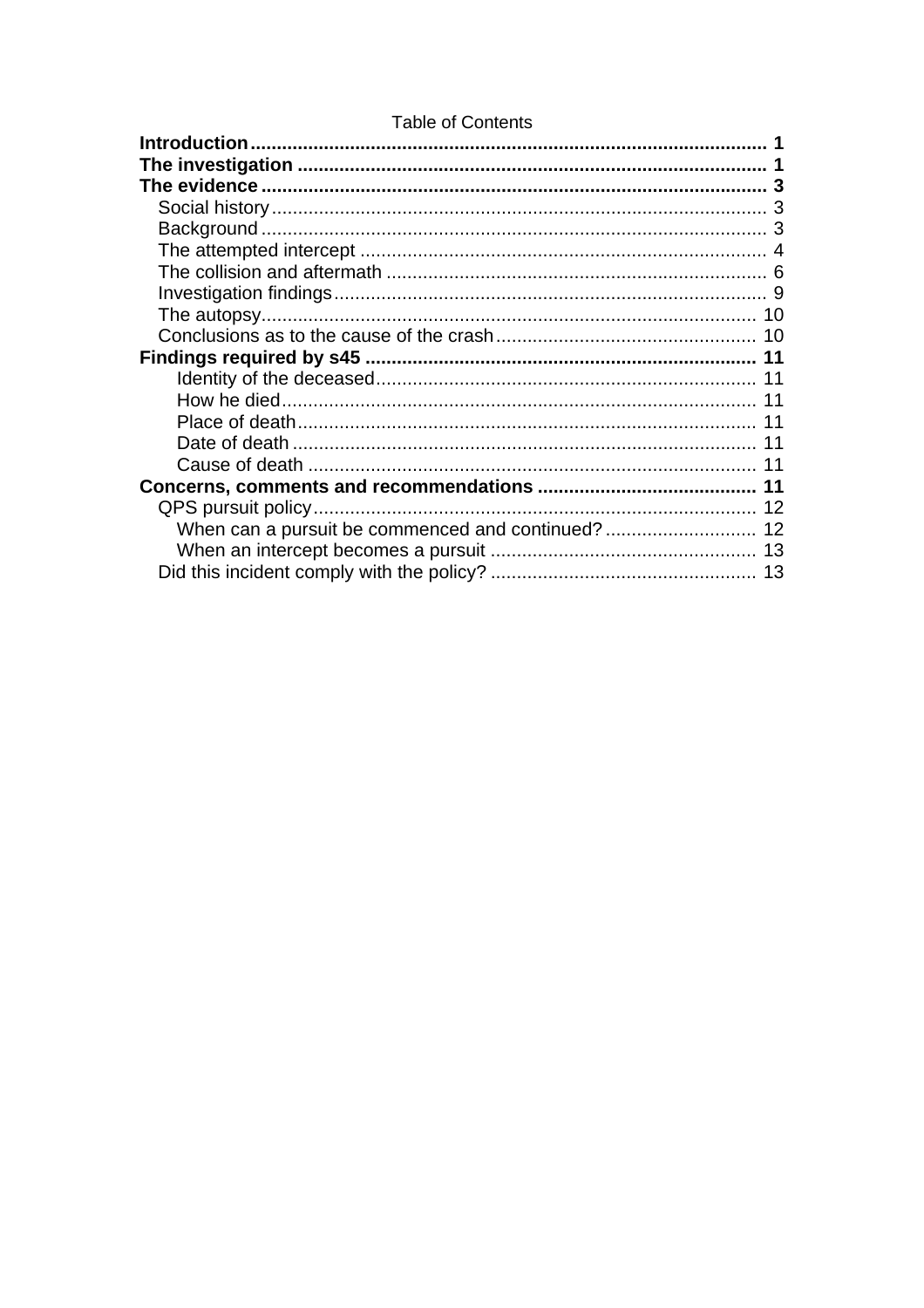Table of Contents

**Introduction** .......... **1**
**The investigation** .......... **1**
**The evidence** .......... **3**
- Social history .......... 3
- Background .......... 3
- The attempted intercept .......... 4
- The collision and aftermath .......... 6
- Investigation findings .......... 9
- The autopsy .......... 10
- Conclusions as to the cause of the crash .......... 10

**Findings required by s45** .......... **11**
- Identity of the deceased .......... 11
- How he died .......... 11
- Place of death .......... 11
- Date of death .......... 11
- Cause of death .......... 11

**Concerns, comments and recommendations** .......... **11**
- QPS pursuit policy .......... 12
  - When can a pursuit be commenced and continued? .......... 12
  - When an intercept becomes a pursuit .......... 13
- Did this incident comply with the policy? .......... 13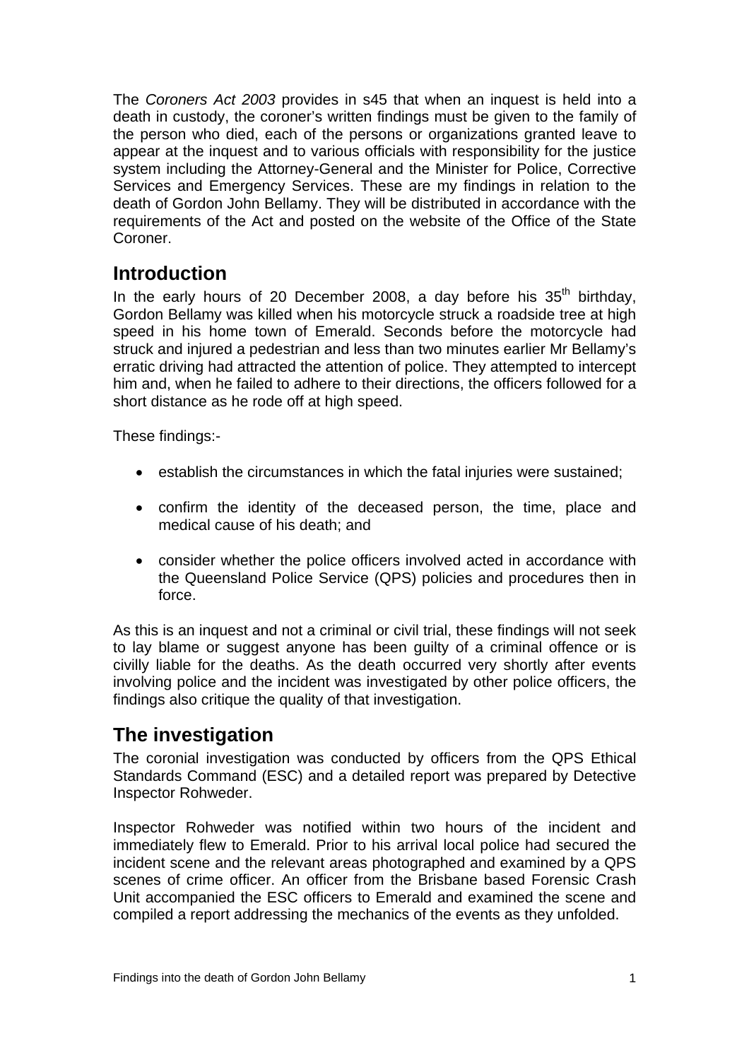The *Coroners Act 2003* provides in s45 that when an inquest is held into a death in custody, the coroner's written findings must be given to the family of the person who died, each of the persons or organizations granted leave to appear at the inquest and to various officials with responsibility for the justice system including the Attorney-General and the Minister for Police, Corrective Services and Emergency Services. These are my findings in relation to the death of Gordon John Bellamy. They will be distributed in accordance with the requirements of the Act and posted on the website of the Office of the State Coroner.

## Introduction

In the early hours of 20 December 2008, a day before his 35th birthday, Gordon Bellamy was killed when his motorcycle struck a roadside tree at high speed in his home town of Emerald. Seconds before the motorcycle had struck and injured a pedestrian and less than two minutes earlier Mr Bellamy's erratic driving had attracted the attention of police. They attempted to intercept him and, when he failed to adhere to their directions, the officers followed for a short distance as he rode off at high speed.

These findings:-

- establish the circumstances in which the fatal injuries were sustained;
- confirm the identity of the deceased person, the time, place and medical cause of his death; and
- consider whether the police officers involved acted in accordance with the Queensland Police Service (QPS) policies and procedures then in force.

As this is an inquest and not a criminal or civil trial, these findings will not seek to lay blame or suggest anyone has been guilty of a criminal offence or is civilly liable for the deaths. As the death occurred very shortly after events involving police and the incident was investigated by other police officers, the findings also critique the quality of that investigation.

## The investigation

The coronial investigation was conducted by officers from the QPS Ethical Standards Command (ESC) and a detailed report was prepared by Detective Inspector Rohweder.

Inspector Rohweder was notified within two hours of the incident and immediately flew to Emerald. Prior to his arrival local police had secured the incident scene and the relevant areas photographed and examined by a QPS scenes of crime officer. An officer from the Brisbane based Forensic Crash Unit accompanied the ESC officers to Emerald and examined the scene and compiled a report addressing the mechanics of the events as they unfolded.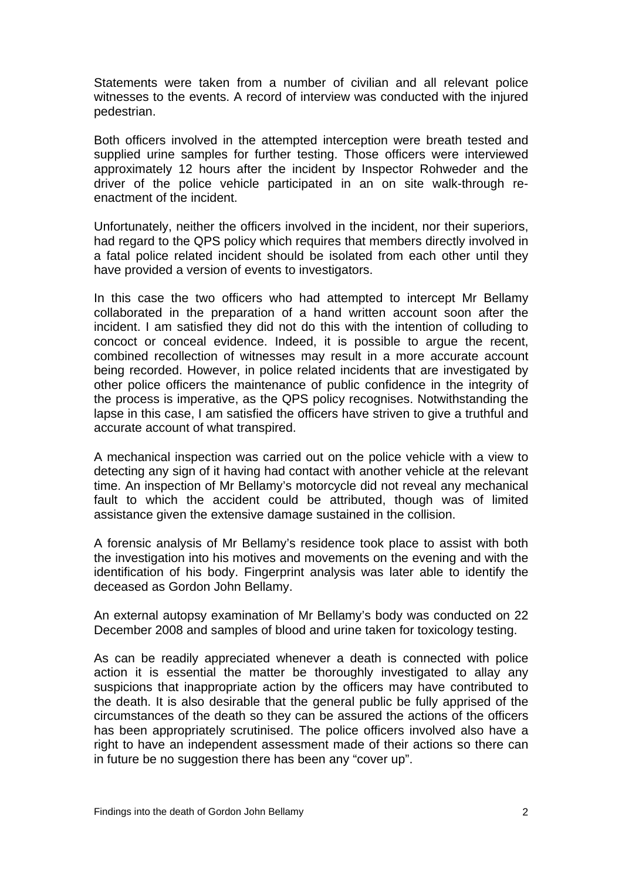Statements were taken from a number of civilian and all relevant police witnesses to the events. A record of interview was conducted with the injured pedestrian.

Both officers involved in the attempted interception were breath tested and supplied urine samples for further testing. Those officers were interviewed approximately 12 hours after the incident by Inspector Rohweder and the driver of the police vehicle participated in an on site walk-through re-enactment of the incident.

Unfortunately, neither the officers involved in the incident, nor their superiors, had regard to the QPS policy which requires that members directly involved in a fatal police related incident should be isolated from each other until they have provided a version of events to investigators.

In this case the two officers who had attempted to intercept Mr Bellamy collaborated in the preparation of a hand written account soon after the incident. I am satisfied they did not do this with the intention of colluding to concoct or conceal evidence. Indeed, it is possible to argue the recent, combined recollection of witnesses may result in a more accurate account being recorded. However, in police related incidents that are investigated by other police officers the maintenance of public confidence in the integrity of the process is imperative, as the QPS policy recognises. Notwithstanding the lapse in this case, I am satisfied the officers have striven to give a truthful and accurate account of what transpired.

A mechanical inspection was carried out on the police vehicle with a view to detecting any sign of it having had contact with another vehicle at the relevant time. An inspection of Mr Bellamy's motorcycle did not reveal any mechanical fault to which the accident could be attributed, though was of limited assistance given the extensive damage sustained in the collision.

A forensic analysis of Mr Bellamy's residence took place to assist with both the investigation into his motives and movements on the evening and with the identification of his body. Fingerprint analysis was later able to identify the deceased as Gordon John Bellamy.

An external autopsy examination of Mr Bellamy's body was conducted on 22 December 2008 and samples of blood and urine taken for toxicology testing.

As can be readily appreciated whenever a death is connected with police action it is essential the matter be thoroughly investigated to allay any suspicions that inappropriate action by the officers may have contributed to the death. It is also desirable that the general public be fully apprised of the circumstances of the death so they can be assured the actions of the officers has been appropriately scrutinised. The police officers involved also have a right to have an independent assessment made of their actions so there can in future be no suggestion there has been any "cover up".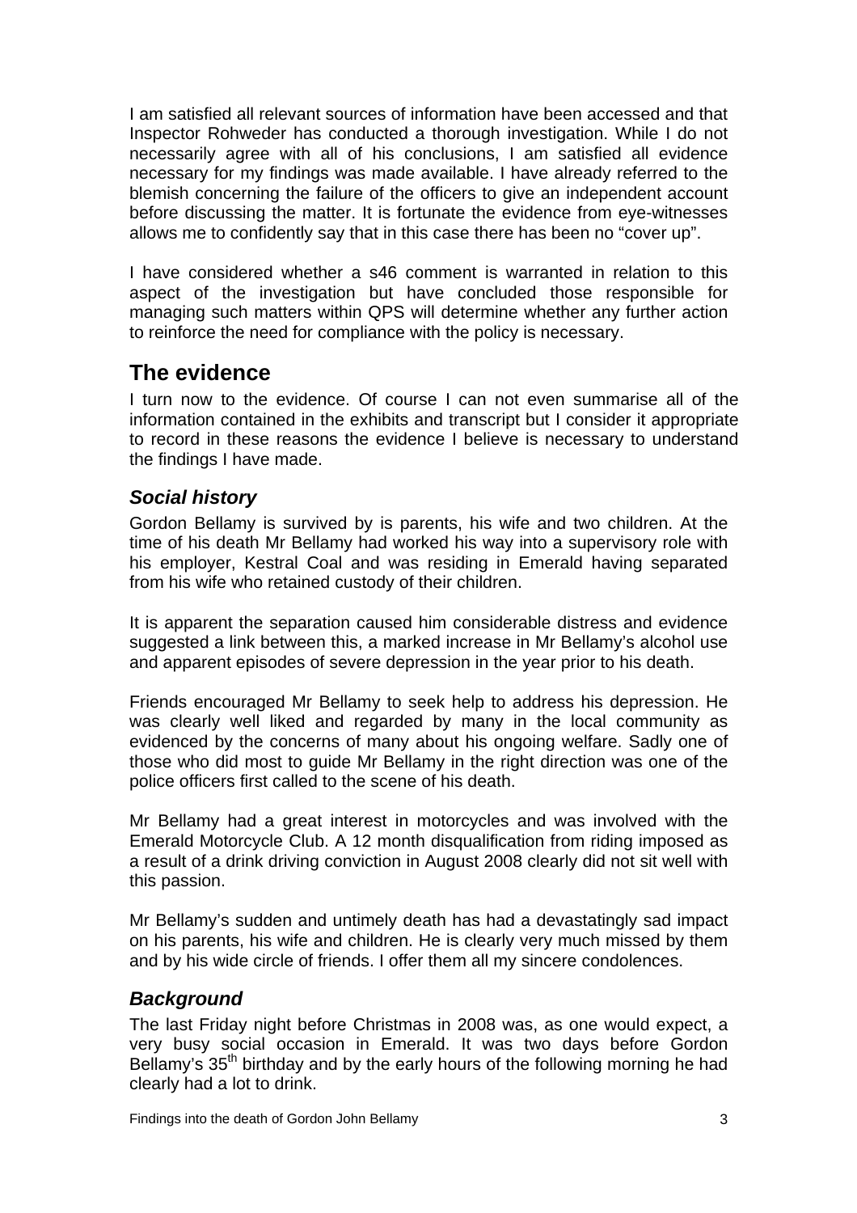I am satisfied all relevant sources of information have been accessed and that Inspector Rohweder has conducted a thorough investigation. While I do not necessarily agree with all of his conclusions, I am satisfied all evidence necessary for my findings was made available. I have already referred to the blemish concerning the failure of the officers to give an independent account before discussing the matter. It is fortunate the evidence from eye-witnesses allows me to confidently say that in this case there has been no "cover up".

I have considered whether a s46 comment is warranted in relation to this aspect of the investigation but have concluded those responsible for managing such matters within QPS will determine whether any further action to reinforce the need for compliance with the policy is necessary.

## The evidence

I turn now to the evidence. Of course I can not even summarise all of the information contained in the exhibits and transcript but I consider it appropriate to record in these reasons the evidence I believe is necessary to understand the findings I have made.

### *Social history*

Gordon Bellamy is survived by is parents, his wife and two children. At the time of his death Mr Bellamy had worked his way into a supervisory role with his employer, Kestral Coal and was residing in Emerald having separated from his wife who retained custody of their children.

It is apparent the separation caused him considerable distress and evidence suggested a link between this, a marked increase in Mr Bellamy's alcohol use and apparent episodes of severe depression in the year prior to his death.

Friends encouraged Mr Bellamy to seek help to address his depression. He was clearly well liked and regarded by many in the local community as evidenced by the concerns of many about his ongoing welfare. Sadly one of those who did most to guide Mr Bellamy in the right direction was one of the police officers first called to the scene of his death.

Mr Bellamy had a great interest in motorcycles and was involved with the Emerald Motorcycle Club. A 12 month disqualification from riding imposed as a result of a drink driving conviction in August 2008 clearly did not sit well with this passion.

Mr Bellamy's sudden and untimely death has had a devastatingly sad impact on his parents, his wife and children. He is clearly very much missed by them and by his wide circle of friends. I offer them all my sincere condolences.

### *Background*

The last Friday night before Christmas in 2008 was, as one would expect, a very busy social occasion in Emerald. It was two days before Gordon Bellamy's 35th birthday and by the early hours of the following morning he had clearly had a lot to drink.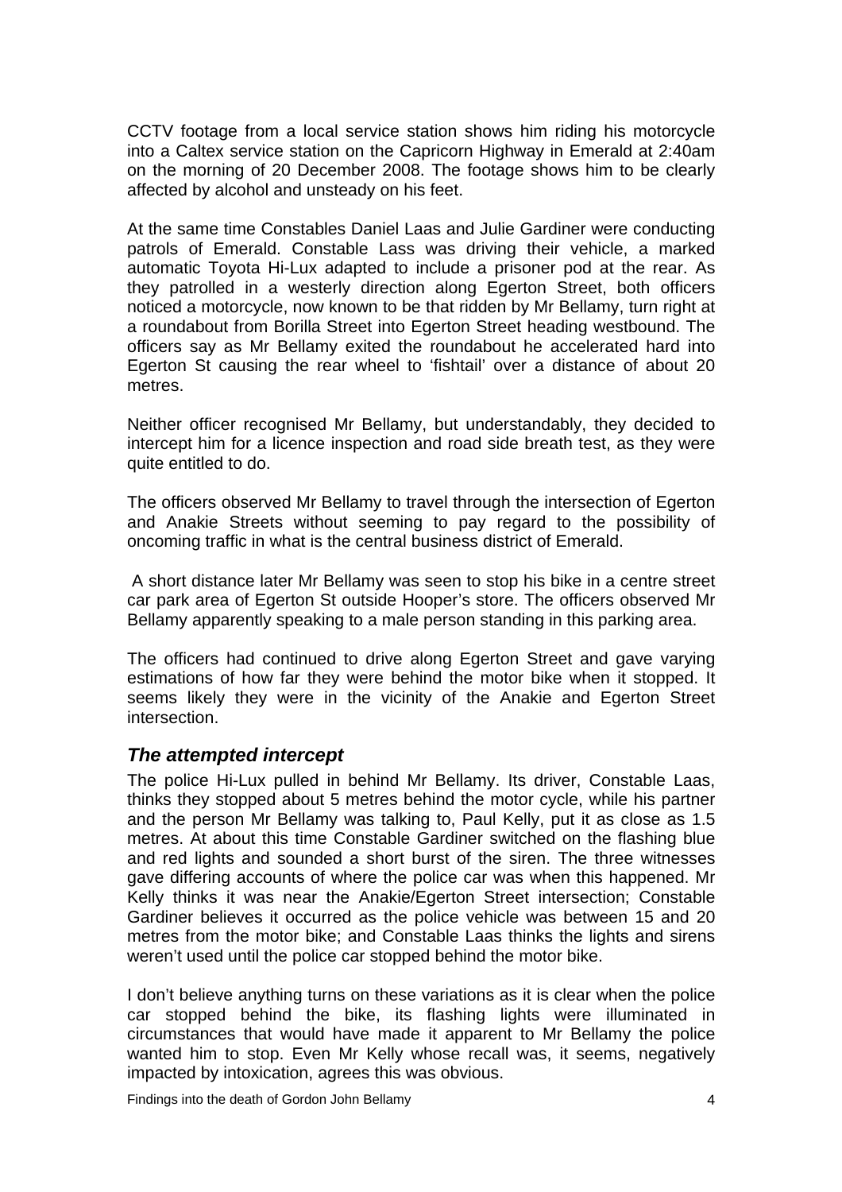CCTV footage from a local service station shows him riding his motorcycle into a Caltex service station on the Capricorn Highway in Emerald at 2:40am on the morning of 20 December 2008. The footage shows him to be clearly affected by alcohol and unsteady on his feet.

At the same time Constables Daniel Laas and Julie Gardiner were conducting patrols of Emerald. Constable Lass was driving their vehicle, a marked automatic Toyota Hi-Lux adapted to include a prisoner pod at the rear. As they patrolled in a westerly direction along Egerton Street, both officers noticed a motorcycle, now known to be that ridden by Mr Bellamy, turn right at a roundabout from Borilla Street into Egerton Street heading westbound. The officers say as Mr Bellamy exited the roundabout he accelerated hard into Egerton St causing the rear wheel to 'fishtail' over a distance of about 20 metres.

Neither officer recognised Mr Bellamy, but understandably, they decided to intercept him for a licence inspection and road side breath test, as they were quite entitled to do.

The officers observed Mr Bellamy to travel through the intersection of Egerton and Anakie Streets without seeming to pay regard to the possibility of oncoming traffic in what is the central business district of Emerald.

A short distance later Mr Bellamy was seen to stop his bike in a centre street car park area of Egerton St outside Hooper's store. The officers observed Mr Bellamy apparently speaking to a male person standing in this parking area.

The officers had continued to drive along Egerton Street and gave varying estimations of how far they were behind the motor bike when it stopped. It seems likely they were in the vicinity of the Anakie and Egerton Street intersection.

### *The attempted intercept*

The police Hi-Lux pulled in behind Mr Bellamy. Its driver, Constable Laas, thinks they stopped about 5 metres behind the motor cycle, while his partner and the person Mr Bellamy was talking to, Paul Kelly, put it as close as 1.5 metres. At about this time Constable Gardiner switched on the flashing blue and red lights and sounded a short burst of the siren. The three witnesses gave differing accounts of where the police car was when this happened. Mr Kelly thinks it was near the Anakie/Egerton Street intersection; Constable Gardiner believes it occurred as the police vehicle was between 15 and 20 metres from the motor bike; and Constable Laas thinks the lights and sirens weren't used until the police car stopped behind the motor bike.

I don't believe anything turns on these variations as it is clear when the police car stopped behind the bike, its flashing lights were illuminated in circumstances that would have made it apparent to Mr Bellamy the police wanted him to stop. Even Mr Kelly whose recall was, it seems, negatively impacted by intoxication, agrees this was obvious.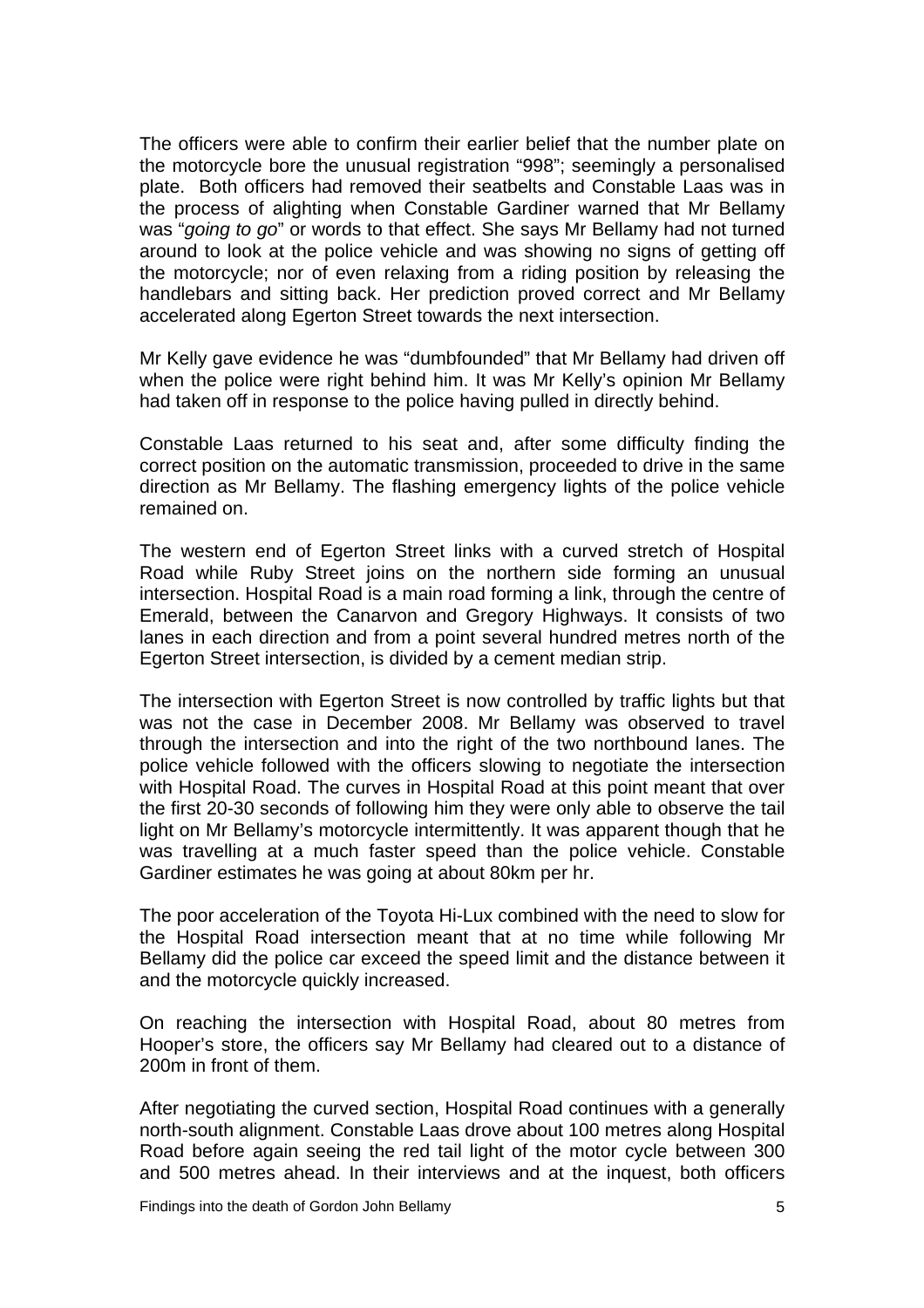The officers were able to confirm their earlier belief that the number plate on the motorcycle bore the unusual registration "998"; seemingly a personalised plate. Both officers had removed their seatbelts and Constable Laas was in the process of alighting when Constable Gardiner warned that Mr Bellamy was "*going to go*" or words to that effect. She says Mr Bellamy had not turned around to look at the police vehicle and was showing no signs of getting off the motorcycle; nor of even relaxing from a riding position by releasing the handlebars and sitting back. Her prediction proved correct and Mr Bellamy accelerated along Egerton Street towards the next intersection.

Mr Kelly gave evidence he was "dumbfounded" that Mr Bellamy had driven off when the police were right behind him. It was Mr Kelly's opinion Mr Bellamy had taken off in response to the police having pulled in directly behind.

Constable Laas returned to his seat and, after some difficulty finding the correct position on the automatic transmission, proceeded to drive in the same direction as Mr Bellamy. The flashing emergency lights of the police vehicle remained on.

The western end of Egerton Street links with a curved stretch of Hospital Road while Ruby Street joins on the northern side forming an unusual intersection. Hospital Road is a main road forming a link, through the centre of Emerald, between the Canarvon and Gregory Highways. It consists of two lanes in each direction and from a point several hundred metres north of the Egerton Street intersection, is divided by a cement median strip.

The intersection with Egerton Street is now controlled by traffic lights but that was not the case in December 2008. Mr Bellamy was observed to travel through the intersection and into the right of the two northbound lanes. The police vehicle followed with the officers slowing to negotiate the intersection with Hospital Road. The curves in Hospital Road at this point meant that over the first 20-30 seconds of following him they were only able to observe the tail light on Mr Bellamy's motorcycle intermittently. It was apparent though that he was travelling at a much faster speed than the police vehicle. Constable Gardiner estimates he was going at about 80km per hr.

The poor acceleration of the Toyota Hi-Lux combined with the need to slow for the Hospital Road intersection meant that at no time while following Mr Bellamy did the police car exceed the speed limit and the distance between it and the motorcycle quickly increased.

On reaching the intersection with Hospital Road, about 80 metres from Hooper's store, the officers say Mr Bellamy had cleared out to a distance of 200m in front of them.

After negotiating the curved section, Hospital Road continues with a generally north-south alignment. Constable Laas drove about 100 metres along Hospital Road before again seeing the red tail light of the motor cycle between 300 and 500 metres ahead. In their interviews and at the inquest, both officers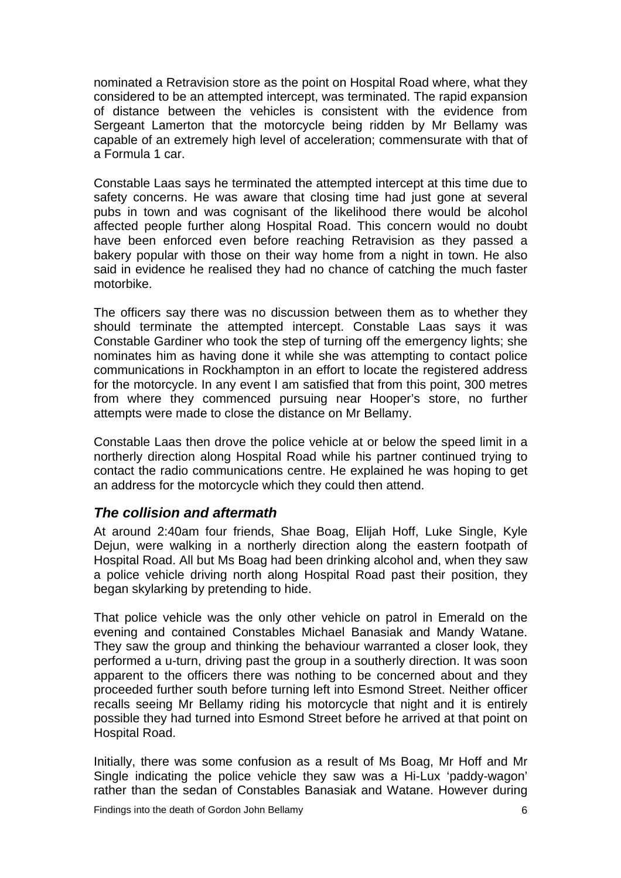nominated a Retravision store as the point on Hospital Road where, what they considered to be an attempted intercept, was terminated. The rapid expansion of distance between the vehicles is consistent with the evidence from Sergeant Lamerton that the motorcycle being ridden by Mr Bellamy was capable of an extremely high level of acceleration; commensurate with that of a Formula 1 car.

Constable Laas says he terminated the attempted intercept at this time due to safety concerns. He was aware that closing time had just gone at several pubs in town and was cognisant of the likelihood there would be alcohol affected people further along Hospital Road. This concern would no doubt have been enforced even before reaching Retravision as they passed a bakery popular with those on their way home from a night in town. He also said in evidence he realised they had no chance of catching the much faster motorbike.

The officers say there was no discussion between them as to whether they should terminate the attempted intercept. Constable Laas says it was Constable Gardiner who took the step of turning off the emergency lights; she nominates him as having done it while she was attempting to contact police communications in Rockhampton in an effort to locate the registered address for the motorcycle. In any event I am satisfied that from this point, 300 metres from where they commenced pursuing near Hooper's store, no further attempts were made to close the distance on Mr Bellamy.

Constable Laas then drove the police vehicle at or below the speed limit in a northerly direction along Hospital Road while his partner continued trying to contact the radio communications centre. He explained he was hoping to get an address for the motorcycle which they could then attend.

### *The collision and aftermath*

At around 2:40am four friends, Shae Boag, Elijah Hoff, Luke Single, Kyle Dejun, were walking in a northerly direction along the eastern footpath of Hospital Road. All but Ms Boag had been drinking alcohol and, when they saw a police vehicle driving north along Hospital Road past their position, they began skylarking by pretending to hide.

That police vehicle was the only other vehicle on patrol in Emerald on the evening and contained Constables Michael Banasiak and Mandy Watane. They saw the group and thinking the behaviour warranted a closer look, they performed a u-turn, driving past the group in a southerly direction. It was soon apparent to the officers there was nothing to be concerned about and they proceeded further south before turning left into Esmond Street. Neither officer recalls seeing Mr Bellamy riding his motorcycle that night and it is entirely possible they had turned into Esmond Street before he arrived at that point on Hospital Road.

Initially, there was some confusion as a result of Ms Boag, Mr Hoff and Mr Single indicating the police vehicle they saw was a Hi-Lux 'paddy-wagon' rather than the sedan of Constables Banasiak and Watane. However during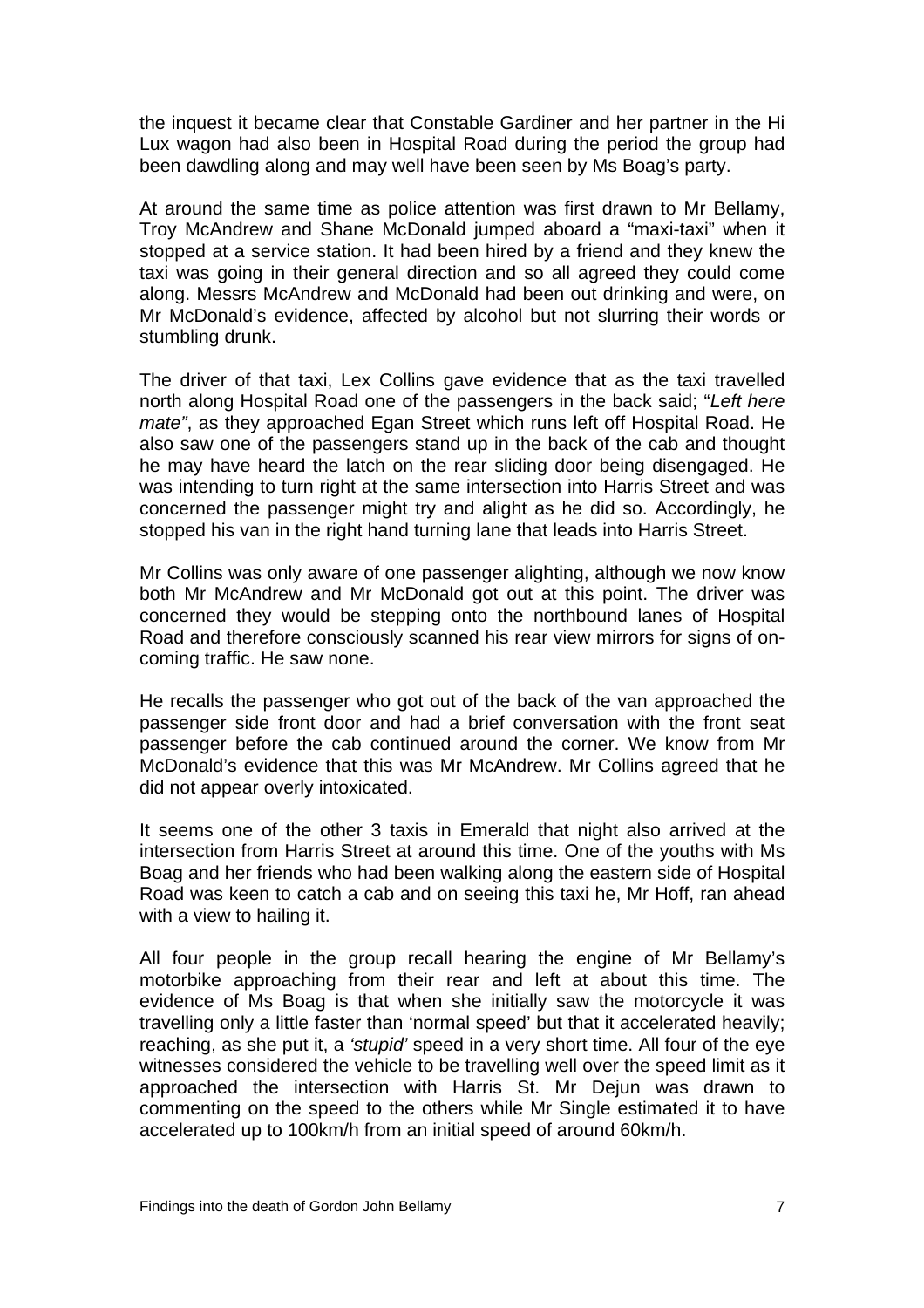the inquest it became clear that Constable Gardiner and her partner in the Hi Lux wagon had also been in Hospital Road during the period the group had been dawdling along and may well have been seen by Ms Boag's party.

At around the same time as police attention was first drawn to Mr Bellamy, Troy McAndrew and Shane McDonald jumped aboard a "maxi-taxi" when it stopped at a service station. It had been hired by a friend and they knew the taxi was going in their general direction and so all agreed they could come along. Messrs McAndrew and McDonald had been out drinking and were, on Mr McDonald's evidence, affected by alcohol but not slurring their words or stumbling drunk.

The driver of that taxi, Lex Collins gave evidence that as the taxi travelled north along Hospital Road one of the passengers in the back said; "*Left here mate"*, as they approached Egan Street which runs left off Hospital Road. He also saw one of the passengers stand up in the back of the cab and thought he may have heard the latch on the rear sliding door being disengaged. He was intending to turn right at the same intersection into Harris Street and was concerned the passenger might try and alight as he did so. Accordingly, he stopped his van in the right hand turning lane that leads into Harris Street.

Mr Collins was only aware of one passenger alighting, although we now know both Mr McAndrew and Mr McDonald got out at this point. The driver was concerned they would be stepping onto the northbound lanes of Hospital Road and therefore consciously scanned his rear view mirrors for signs of on-coming traffic. He saw none.

He recalls the passenger who got out of the back of the van approached the passenger side front door and had a brief conversation with the front seat passenger before the cab continued around the corner. We know from Mr McDonald's evidence that this was Mr McAndrew. Mr Collins agreed that he did not appear overly intoxicated.

It seems one of the other 3 taxis in Emerald that night also arrived at the intersection from Harris Street at around this time. One of the youths with Ms Boag and her friends who had been walking along the eastern side of Hospital Road was keen to catch a cab and on seeing this taxi he, Mr Hoff, ran ahead with a view to hailing it.

All four people in the group recall hearing the engine of Mr Bellamy's motorbike approaching from their rear and left at about this time. The evidence of Ms Boag is that when she initially saw the motorcycle it was travelling only a little faster than 'normal speed' but that it accelerated heavily; reaching, as she put it, a *'stupid'* speed in a very short time. All four of the eye witnesses considered the vehicle to be travelling well over the speed limit as it approached the intersection with Harris St. Mr Dejun was drawn to commenting on the speed to the others while Mr Single estimated it to have accelerated up to 100km/h from an initial speed of around 60km/h.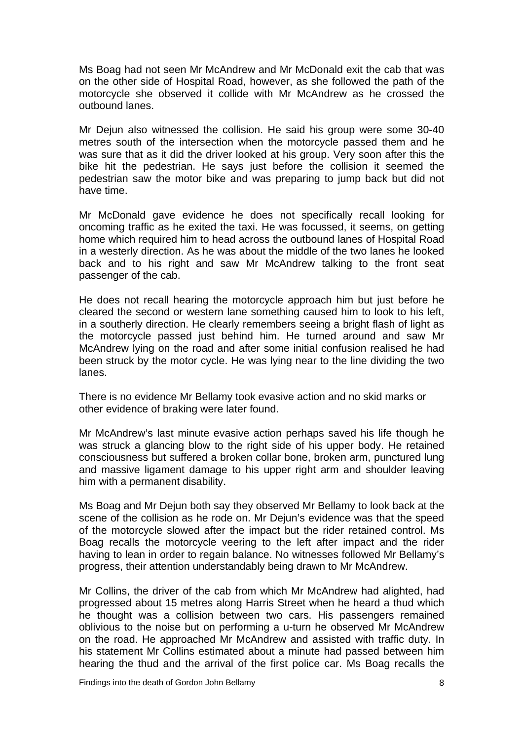Ms Boag had not seen Mr McAndrew and Mr McDonald exit the cab that was on the other side of Hospital Road, however, as she followed the path of the motorcycle she observed it collide with Mr McAndrew as he crossed the outbound lanes.

Mr Dejun also witnessed the collision. He said his group were some 30-40 metres south of the intersection when the motorcycle passed them and he was sure that as it did the driver looked at his group. Very soon after this the bike hit the pedestrian. He says just before the collision it seemed the pedestrian saw the motor bike and was preparing to jump back but did not have time.

Mr McDonald gave evidence he does not specifically recall looking for oncoming traffic as he exited the taxi. He was focussed, it seems, on getting home which required him to head across the outbound lanes of Hospital Road in a westerly direction. As he was about the middle of the two lanes he looked back and to his right and saw Mr McAndrew talking to the front seat passenger of the cab.

He does not recall hearing the motorcycle approach him but just before he cleared the second or western lane something caused him to look to his left, in a southerly direction. He clearly remembers seeing a bright flash of light as the motorcycle passed just behind him. He turned around and saw Mr McAndrew lying on the road and after some initial confusion realised he had been struck by the motor cycle. He was lying near to the line dividing the two lanes.

There is no evidence Mr Bellamy took evasive action and no skid marks or other evidence of braking were later found.

Mr McAndrew's last minute evasive action perhaps saved his life though he was struck a glancing blow to the right side of his upper body. He retained consciousness but suffered a broken collar bone, broken arm, punctured lung and massive ligament damage to his upper right arm and shoulder leaving him with a permanent disability.

Ms Boag and Mr Dejun both say they observed Mr Bellamy to look back at the scene of the collision as he rode on. Mr Dejun's evidence was that the speed of the motorcycle slowed after the impact but the rider retained control. Ms Boag recalls the motorcycle veering to the left after impact and the rider having to lean in order to regain balance. No witnesses followed Mr Bellamy's progress, their attention understandably being drawn to Mr McAndrew.

Mr Collins, the driver of the cab from which Mr McAndrew had alighted, had progressed about 15 metres along Harris Street when he heard a thud which he thought was a collision between two cars. His passengers remained oblivious to the noise but on performing a u-turn he observed Mr McAndrew on the road. He approached Mr McAndrew and assisted with traffic duty. In his statement Mr Collins estimated about a minute had passed between him hearing the thud and the arrival of the first police car. Ms Boag recalls the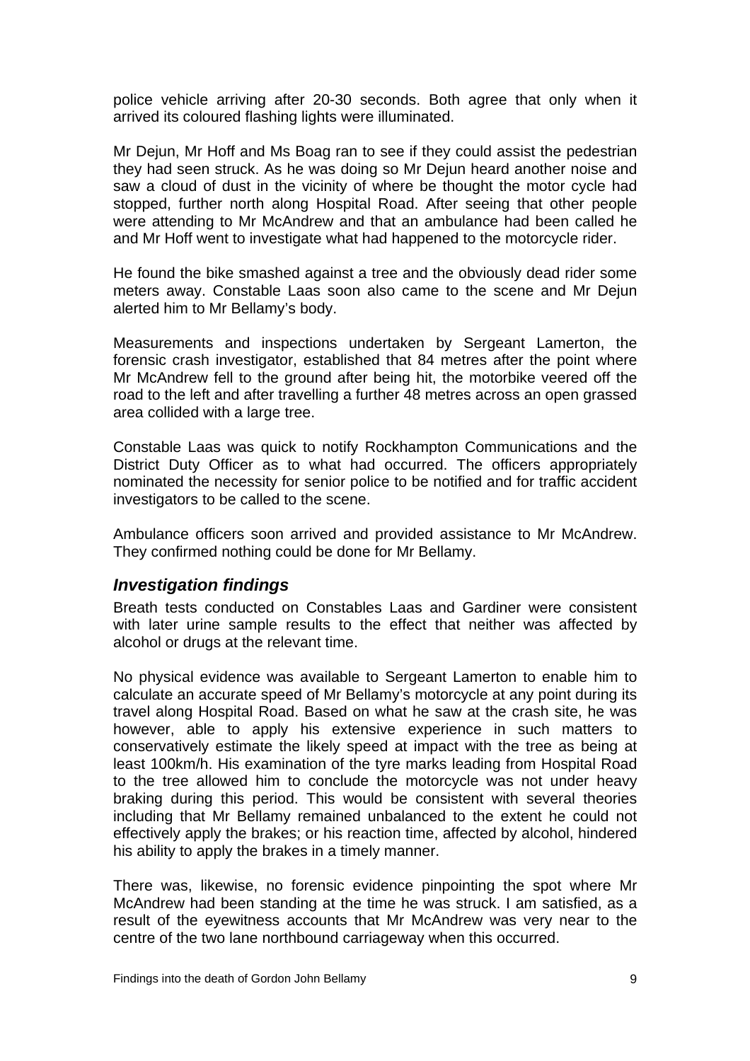police vehicle arriving after 20-30 seconds. Both agree that only when it arrived its coloured flashing lights were illuminated.

Mr Dejun, Mr Hoff and Ms Boag ran to see if they could assist the pedestrian they had seen struck. As he was doing so Mr Dejun heard another noise and saw a cloud of dust in the vicinity of where be thought the motor cycle had stopped, further north along Hospital Road. After seeing that other people were attending to Mr McAndrew and that an ambulance had been called he and Mr Hoff went to investigate what had happened to the motorcycle rider.

He found the bike smashed against a tree and the obviously dead rider some meters away. Constable Laas soon also came to the scene and Mr Dejun alerted him to Mr Bellamy's body.

Measurements and inspections undertaken by Sergeant Lamerton, the forensic crash investigator, established that 84 metres after the point where Mr McAndrew fell to the ground after being hit, the motorbike veered off the road to the left and after travelling a further 48 metres across an open grassed area collided with a large tree.

Constable Laas was quick to notify Rockhampton Communications and the District Duty Officer as to what had occurred. The officers appropriately nominated the necessity for senior police to be notified and for traffic accident investigators to be called to the scene.

Ambulance officers soon arrived and provided assistance to Mr McAndrew. They confirmed nothing could be done for Mr Bellamy.

## *Investigation findings*

Breath tests conducted on Constables Laas and Gardiner were consistent with later urine sample results to the effect that neither was affected by alcohol or drugs at the relevant time.

No physical evidence was available to Sergeant Lamerton to enable him to calculate an accurate speed of Mr Bellamy's motorcycle at any point during its travel along Hospital Road. Based on what he saw at the crash site, he was however, able to apply his extensive experience in such matters to conservatively estimate the likely speed at impact with the tree as being at least 100km/h. His examination of the tyre marks leading from Hospital Road to the tree allowed him to conclude the motorcycle was not under heavy braking during this period. This would be consistent with several theories including that Mr Bellamy remained unbalanced to the extent he could not effectively apply the brakes; or his reaction time, affected by alcohol, hindered his ability to apply the brakes in a timely manner.

There was, likewise, no forensic evidence pinpointing the spot where Mr McAndrew had been standing at the time he was struck. I am satisfied, as a result of the eyewitness accounts that Mr McAndrew was very near to the centre of the two lane northbound carriageway when this occurred.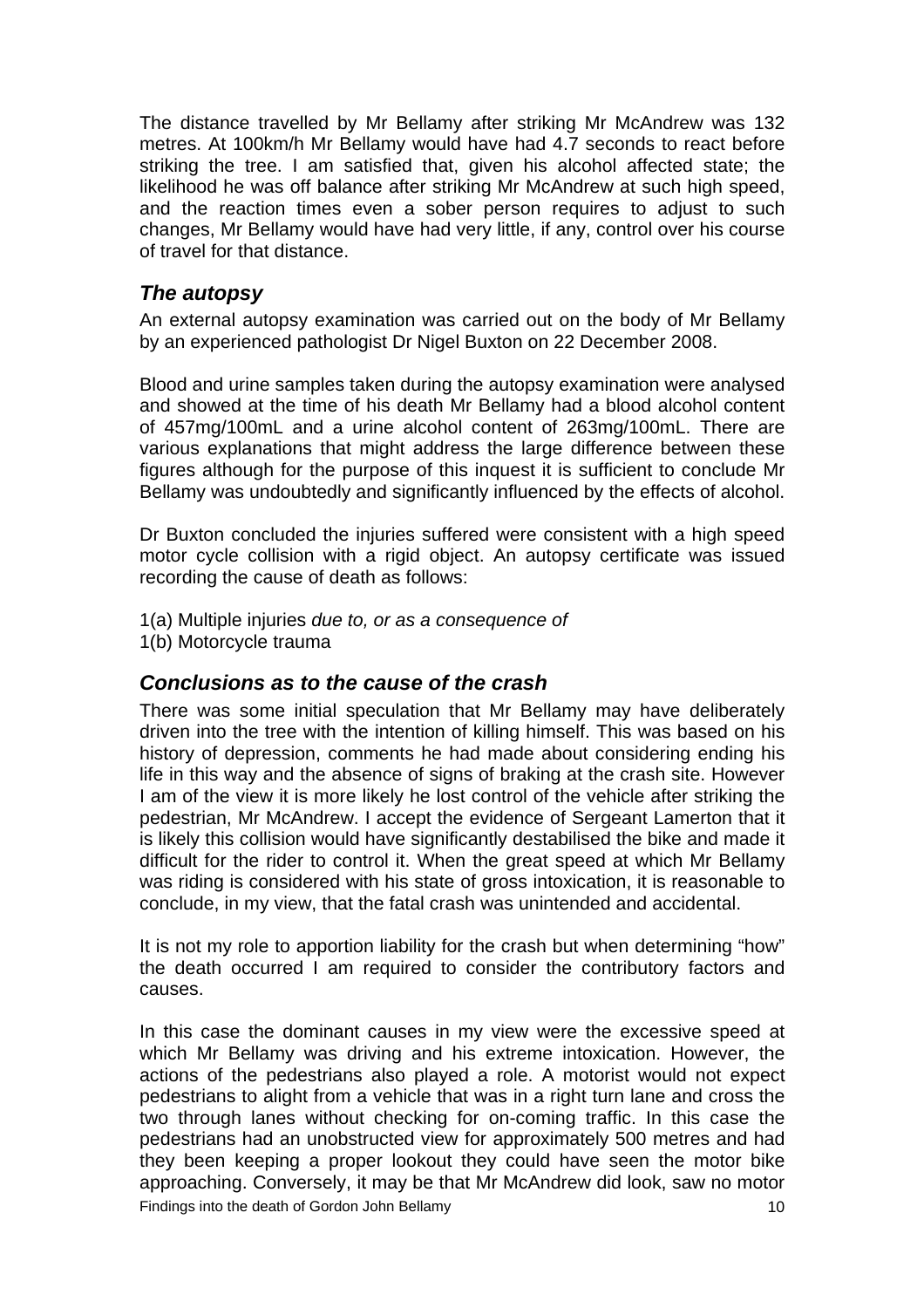The distance travelled by Mr Bellamy after striking Mr McAndrew was 132 metres. At 100km/h Mr Bellamy would have had 4.7 seconds to react before striking the tree. I am satisfied that, given his alcohol affected state; the likelihood he was off balance after striking Mr McAndrew at such high speed, and the reaction times even a sober person requires to adjust to such changes, Mr Bellamy would have had very little, if any, control over his course of travel for that distance.

## *The autopsy*

An external autopsy examination was carried out on the body of Mr Bellamy by an experienced pathologist Dr Nigel Buxton on 22 December 2008.

Blood and urine samples taken during the autopsy examination were analysed and showed at the time of his death Mr Bellamy had a blood alcohol content of 457mg/100mL and a urine alcohol content of 263mg/100mL. There are various explanations that might address the large difference between these figures although for the purpose of this inquest it is sufficient to conclude Mr Bellamy was undoubtedly and significantly influenced by the effects of alcohol.

Dr Buxton concluded the injuries suffered were consistent with a high speed motor cycle collision with a rigid object. An autopsy certificate was issued recording the cause of death as follows:

1(a) Multiple injuries *due to, or as a consequence of*
1(b) Motorcycle trauma

## *Conclusions as to the cause of the crash*

There was some initial speculation that Mr Bellamy may have deliberately driven into the tree with the intention of killing himself. This was based on his history of depression, comments he had made about considering ending his life in this way and the absence of signs of braking at the crash site. However I am of the view it is more likely he lost control of the vehicle after striking the pedestrian, Mr McAndrew. I accept the evidence of Sergeant Lamerton that it is likely this collision would have significantly destabilised the bike and made it difficult for the rider to control it. When the great speed at which Mr Bellamy was riding is considered with his state of gross intoxication, it is reasonable to conclude, in my view, that the fatal crash was unintended and accidental.

It is not my role to apportion liability for the crash but when determining "how" the death occurred I am required to consider the contributory factors and causes.

In this case the dominant causes in my view were the excessive speed at which Mr Bellamy was driving and his extreme intoxication. However, the actions of the pedestrians also played a role. A motorist would not expect pedestrians to alight from a vehicle that was in a right turn lane and cross the two through lanes without checking for on-coming traffic. In this case the pedestrians had an unobstructed view for approximately 500 metres and had they been keeping a proper lookout they could have seen the motor bike approaching. Conversely, it may be that Mr McAndrew did look, saw no motor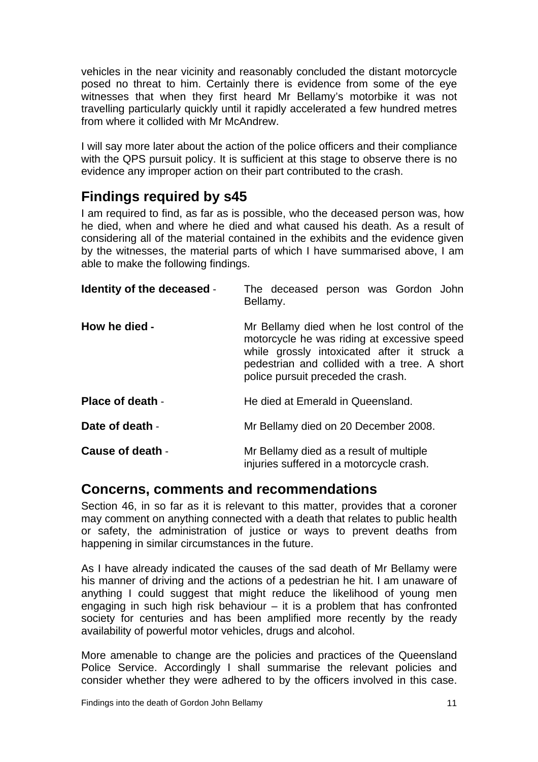vehicles in the near vicinity and reasonably concluded the distant motorcycle posed no threat to him. Certainly there is evidence from some of the eye witnesses that when they first heard Mr Bellamy's motorbike it was not travelling particularly quickly until it rapidly accelerated a few hundred metres from where it collided with Mr McAndrew.

I will say more later about the action of the police officers and their compliance with the QPS pursuit policy. It is sufficient at this stage to observe there is no evidence any improper action on their part contributed to the crash.

## Findings required by s45

I am required to find, as far as is possible, who the deceased person was, how he died, when and where he died and what caused his death. As a result of considering all of the material contained in the exhibits and the evidence given by the witnesses, the material parts of which I have summarised above, I am able to make the following findings.

| | |
|---|---|
| **Identity of the deceased** - | The deceased person was Gordon John Bellamy. |
| **How he died -** | Mr Bellamy died when he lost control of the motorcycle he was riding at excessive speed while grossly intoxicated after it struck a pedestrian and collided with a tree. A short police pursuit preceded the crash. |
| **Place of death** - | He died at Emerald in Queensland. |
| **Date of death** - | Mr Bellamy died on 20 December 2008. |
| **Cause of death** - | Mr Bellamy died as a result of multiple injuries suffered in a motorcycle crash. |

## Concerns, comments and recommendations

Section 46, in so far as it is relevant to this matter, provides that a coroner may comment on anything connected with a death that relates to public health or safety, the administration of justice or ways to prevent deaths from happening in similar circumstances in the future.

As I have already indicated the causes of the sad death of Mr Bellamy were his manner of driving and the actions of a pedestrian he hit. I am unaware of anything I could suggest that might reduce the likelihood of young men engaging in such high risk behaviour – it is a problem that has confronted society for centuries and has been amplified more recently by the ready availability of powerful motor vehicles, drugs and alcohol.

More amenable to change are the policies and practices of the Queensland Police Service. Accordingly I shall summarise the relevant policies and consider whether they were adhered to by the officers involved in this case.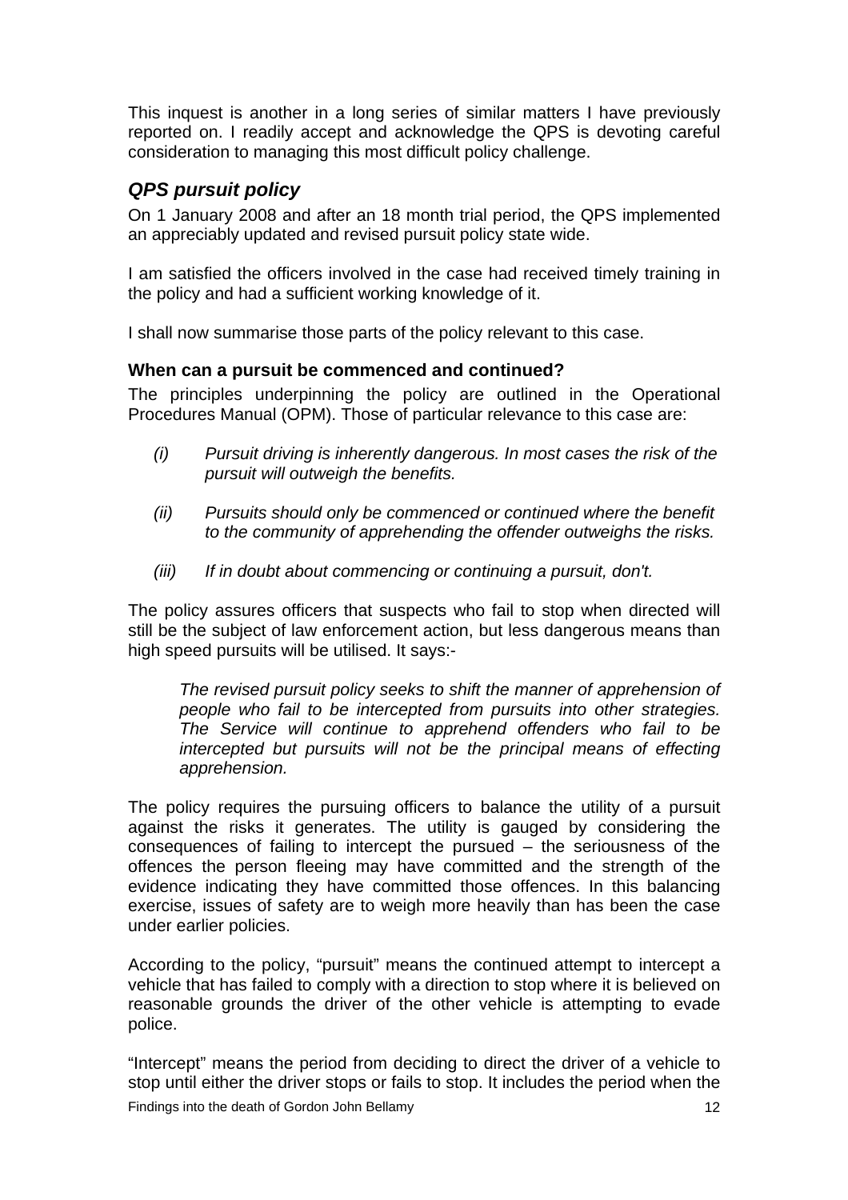This inquest is another in a long series of similar matters I have previously reported on. I readily accept and acknowledge the QPS is devoting careful consideration to managing this most difficult policy challenge.

## *QPS pursuit policy*

On 1 January 2008 and after an 18 month trial period, the QPS implemented an appreciably updated and revised pursuit policy state wide.

I am satisfied the officers involved in the case had received timely training in the policy and had a sufficient working knowledge of it.

I shall now summarise those parts of the policy relevant to this case.

### When can a pursuit be commenced and continued?

The principles underpinning the policy are outlined in the Operational Procedures Manual (OPM). Those of particular relevance to this case are:

- *(i) Pursuit driving is inherently dangerous. In most cases the risk of the pursuit will outweigh the benefits.*
- *(ii) Pursuits should only be commenced or continued where the benefit to the community of apprehending the offender outweighs the risks.*
- *(iii) If in doubt about commencing or continuing a pursuit, don't.*

The policy assures officers that suspects who fail to stop when directed will still be the subject of law enforcement action, but less dangerous means than high speed pursuits will be utilised. It says:-

> *The revised pursuit policy seeks to shift the manner of apprehension of people who fail to be intercepted from pursuits into other strategies. The Service will continue to apprehend offenders who fail to be intercepted but pursuits will not be the principal means of effecting apprehension.*

The policy requires the pursuing officers to balance the utility of a pursuit against the risks it generates. The utility is gauged by considering the consequences of failing to intercept the pursued – the seriousness of the offences the person fleeing may have committed and the strength of the evidence indicating they have committed those offences. In this balancing exercise, issues of safety are to weigh more heavily than has been the case under earlier policies.

According to the policy, "pursuit" means the continued attempt to intercept a vehicle that has failed to comply with a direction to stop where it is believed on reasonable grounds the driver of the other vehicle is attempting to evade police.

"Intercept" means the period from deciding to direct the driver of a vehicle to stop until either the driver stops or fails to stop. It includes the period when the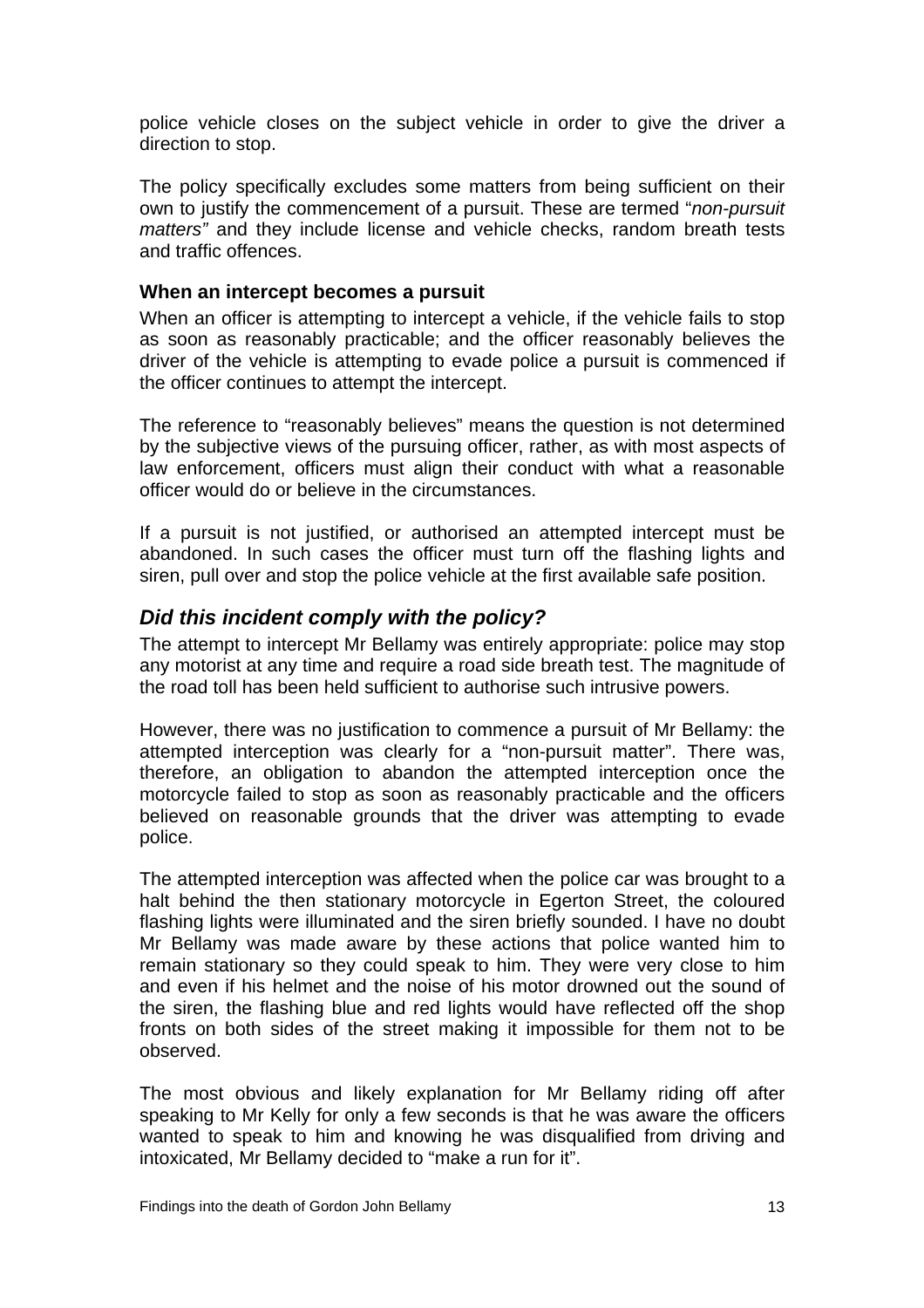police vehicle closes on the subject vehicle in order to give the driver a direction to stop.

The policy specifically excludes some matters from being sufficient on their own to justify the commencement of a pursuit. These are termed "*non-pursuit matters"* and they include license and vehicle checks, random breath tests and traffic offences.

#### When an intercept becomes a pursuit

When an officer is attempting to intercept a vehicle, if the vehicle fails to stop as soon as reasonably practicable; and the officer reasonably believes the driver of the vehicle is attempting to evade police a pursuit is commenced if the officer continues to attempt the intercept.

The reference to "reasonably believes" means the question is not determined by the subjective views of the pursuing officer, rather, as with most aspects of law enforcement, officers must align their conduct with what a reasonable officer would do or believe in the circumstances.

If a pursuit is not justified, or authorised an attempted intercept must be abandoned. In such cases the officer must turn off the flashing lights and siren, pull over and stop the police vehicle at the first available safe position.

### *Did this incident comply with the policy?*

The attempt to intercept Mr Bellamy was entirely appropriate: police may stop any motorist at any time and require a road side breath test. The magnitude of the road toll has been held sufficient to authorise such intrusive powers.

However, there was no justification to commence a pursuit of Mr Bellamy: the attempted interception was clearly for a "non-pursuit matter". There was, therefore, an obligation to abandon the attempted interception once the motorcycle failed to stop as soon as reasonably practicable and the officers believed on reasonable grounds that the driver was attempting to evade police.

The attempted interception was affected when the police car was brought to a halt behind the then stationary motorcycle in Egerton Street, the coloured flashing lights were illuminated and the siren briefly sounded. I have no doubt Mr Bellamy was made aware by these actions that police wanted him to remain stationary so they could speak to him. They were very close to him and even if his helmet and the noise of his motor drowned out the sound of the siren, the flashing blue and red lights would have reflected off the shop fronts on both sides of the street making it impossible for them not to be observed.

The most obvious and likely explanation for Mr Bellamy riding off after speaking to Mr Kelly for only a few seconds is that he was aware the officers wanted to speak to him and knowing he was disqualified from driving and intoxicated, Mr Bellamy decided to "make a run for it".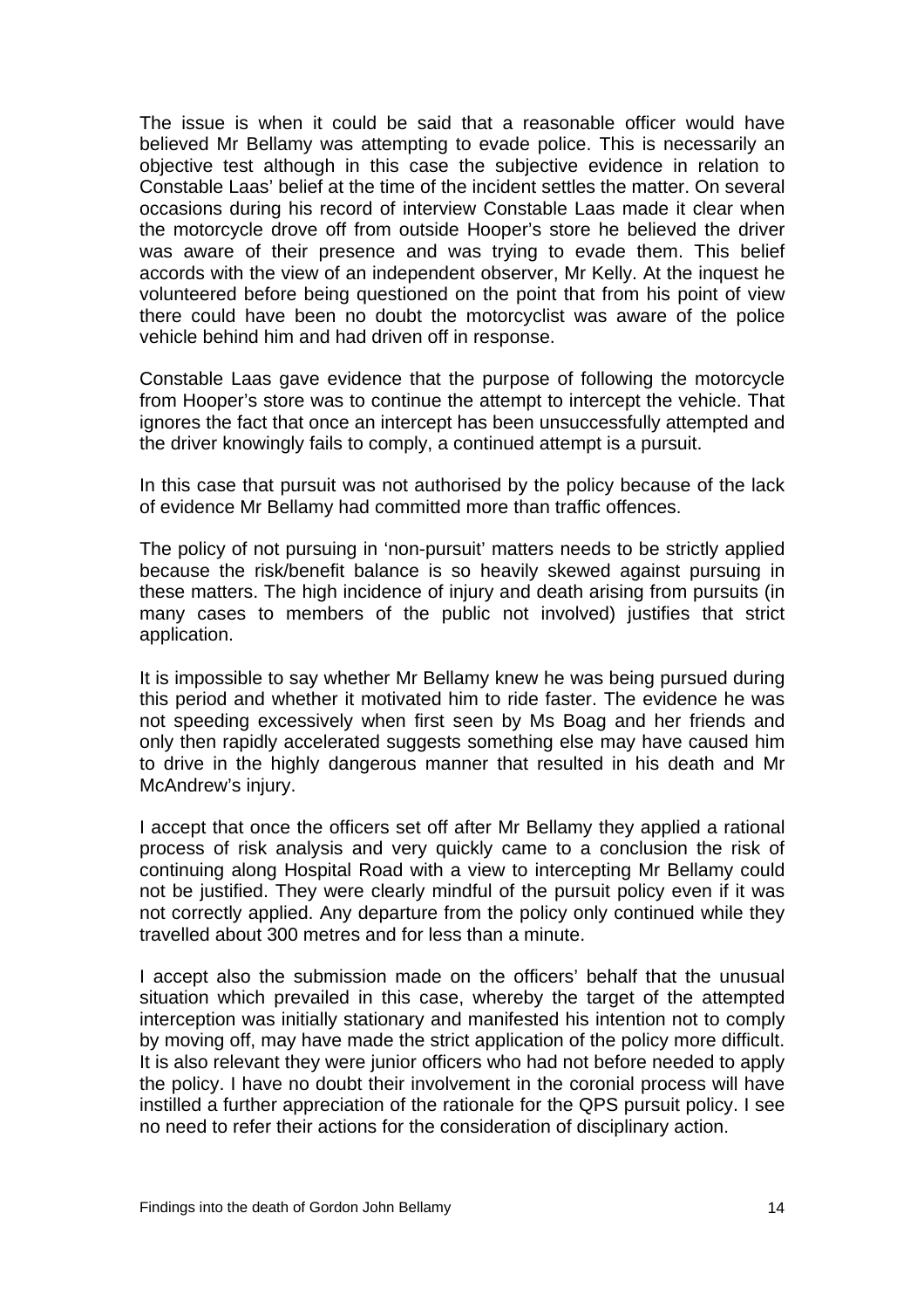The issue is when it could be said that a reasonable officer would have believed Mr Bellamy was attempting to evade police. This is necessarily an objective test although in this case the subjective evidence in relation to Constable Laas' belief at the time of the incident settles the matter. On several occasions during his record of interview Constable Laas made it clear when the motorcycle drove off from outside Hooper's store he believed the driver was aware of their presence and was trying to evade them. This belief accords with the view of an independent observer, Mr Kelly. At the inquest he volunteered before being questioned on the point that from his point of view there could have been no doubt the motorcyclist was aware of the police vehicle behind him and had driven off in response.

Constable Laas gave evidence that the purpose of following the motorcycle from Hooper's store was to continue the attempt to intercept the vehicle. That ignores the fact that once an intercept has been unsuccessfully attempted and the driver knowingly fails to comply, a continued attempt is a pursuit.

In this case that pursuit was not authorised by the policy because of the lack of evidence Mr Bellamy had committed more than traffic offences.

The policy of not pursuing in 'non-pursuit' matters needs to be strictly applied because the risk/benefit balance is so heavily skewed against pursuing in these matters. The high incidence of injury and death arising from pursuits (in many cases to members of the public not involved) justifies that strict application.

It is impossible to say whether Mr Bellamy knew he was being pursued during this period and whether it motivated him to ride faster. The evidence he was not speeding excessively when first seen by Ms Boag and her friends and only then rapidly accelerated suggests something else may have caused him to drive in the highly dangerous manner that resulted in his death and Mr McAndrew's injury.

I accept that once the officers set off after Mr Bellamy they applied a rational process of risk analysis and very quickly came to a conclusion the risk of continuing along Hospital Road with a view to intercepting Mr Bellamy could not be justified. They were clearly mindful of the pursuit policy even if it was not correctly applied. Any departure from the policy only continued while they travelled about 300 metres and for less than a minute.

I accept also the submission made on the officers' behalf that the unusual situation which prevailed in this case, whereby the target of the attempted interception was initially stationary and manifested his intention not to comply by moving off, may have made the strict application of the policy more difficult. It is also relevant they were junior officers who had not before needed to apply the policy. I have no doubt their involvement in the coronial process will have instilled a further appreciation of the rationale for the QPS pursuit policy. I see no need to refer their actions for the consideration of disciplinary action.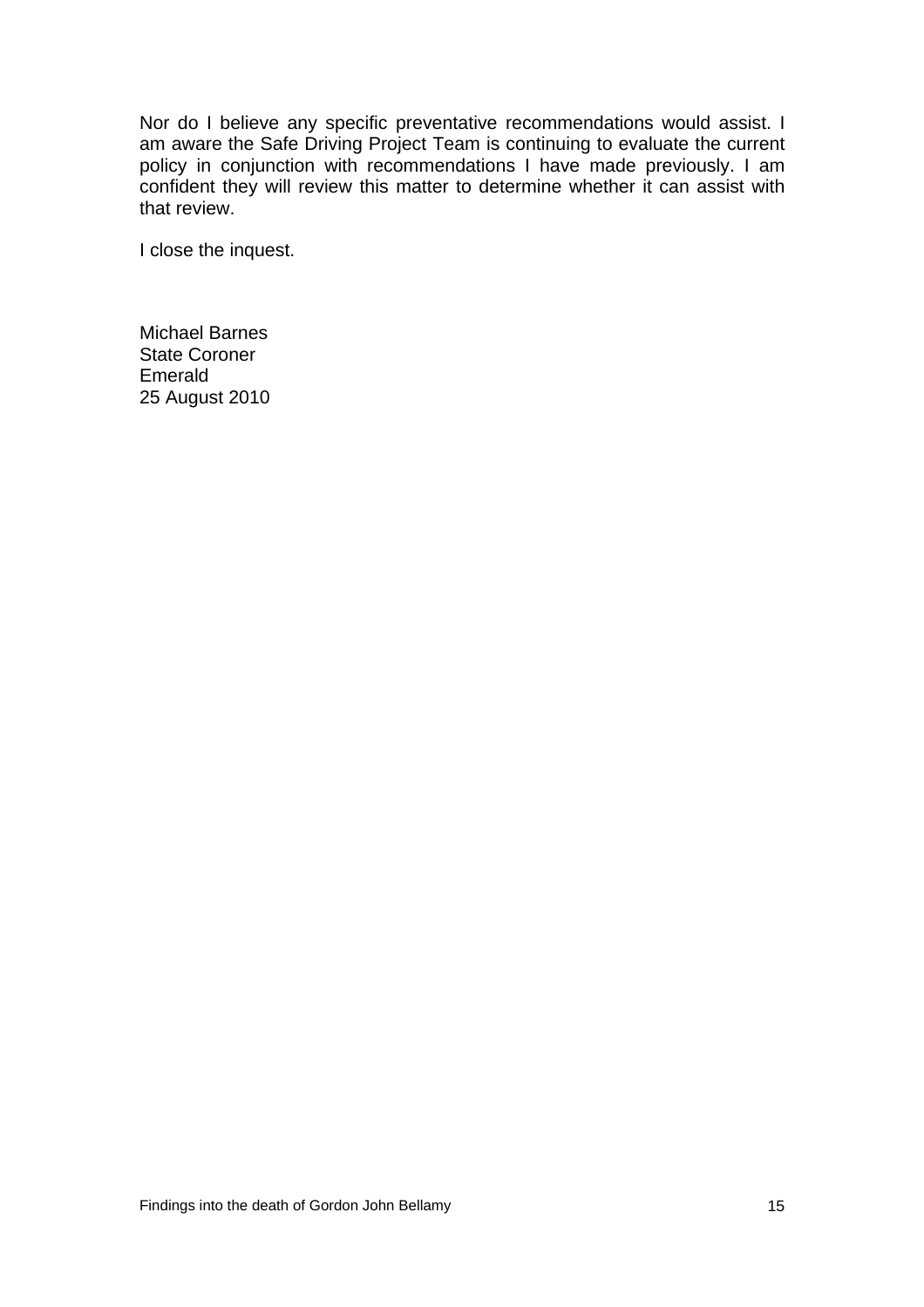Nor do I believe any specific preventative recommendations would assist. I am aware the Safe Driving Project Team is continuing to evaluate the current policy in conjunction with recommendations I have made previously. I am confident they will review this matter to determine whether it can assist with that review.

I close the inquest.

Michael Barnes  
State Coroner  
Emerald  
25 August 2010